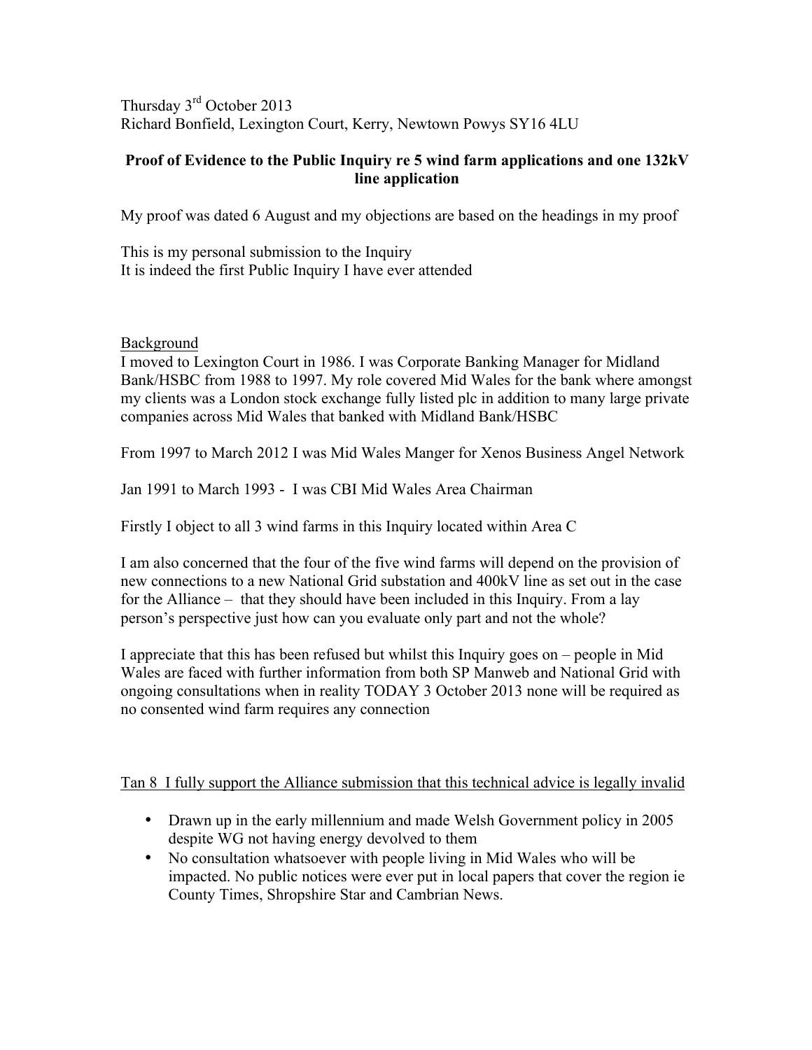Thursday 3rd October 2013
Richard Bonfield, Lexington Court, Kerry, Newtown Powys SY16 4LU

**Proof of Evidence to the Public Inquiry re 5 wind farm applications and one 132kV line application**

My proof was dated 6 August and my objections are based on the headings in my proof

This is my personal submission to the Inquiry
It is indeed the first Public Inquiry I have ever attended

Background
I moved to Lexington Court in 1986. I was Corporate Banking Manager for Midland Bank/HSBC from 1988 to 1997. My role covered Mid Wales for the bank where amongst my clients was a London stock exchange fully listed plc in addition to many large private companies across Mid Wales that banked with Midland Bank/HSBC

From 1997 to March 2012 I was Mid Wales Manger for Xenos Business Angel Network

Jan 1991 to March 1993 - I was CBI Mid Wales Area Chairman

Firstly I object to all 3 wind farms in this Inquiry located within Area C

I am also concerned that the four of the five wind farms will depend on the provision of new connections to a new National Grid substation and 400kV line as set out in the case for the Alliance – that they should have been included in this Inquiry. From a lay person's perspective just how can you evaluate only part and not the whole?

I appreciate that this has been refused but whilst this Inquiry goes on – people in Mid Wales are faced with further information from both SP Manweb and National Grid with ongoing consultations when in reality TODAY 3 October 2013 none will be required as no consented wind farm requires any connection

Tan 8 I fully support the Alliance submission that this technical advice is legally invalid

- Drawn up in the early millennium and made Welsh Government policy in 2005 despite WG not having energy devolved to them
- No consultation whatsoever with people living in Mid Wales who will be impacted. No public notices were ever put in local papers that cover the region ie County Times, Shropshire Star and Cambrian News.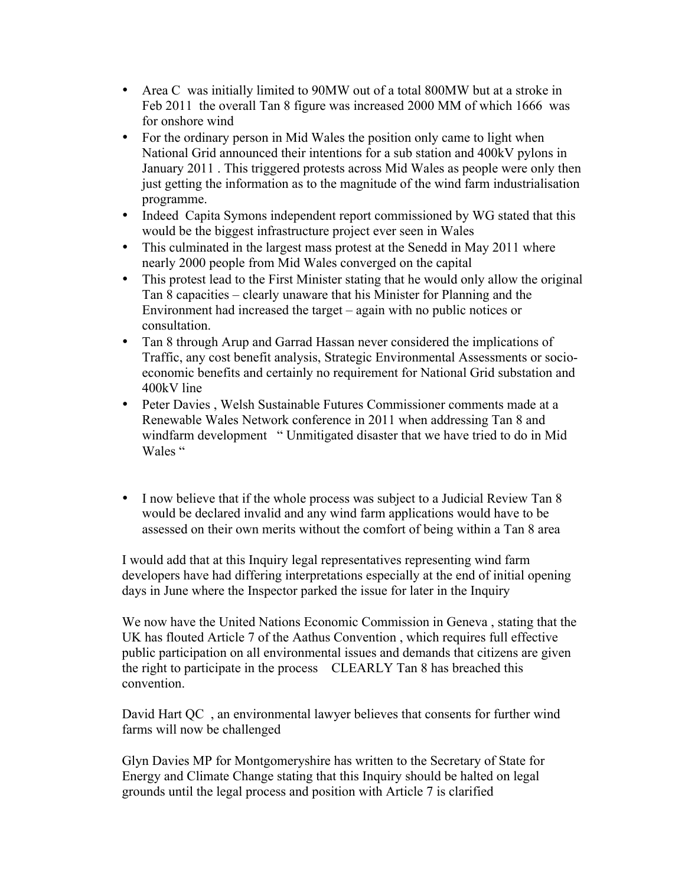- Area C was initially limited to 90MW out of a total 800MW but at a stroke in Feb 2011 the overall Tan 8 figure was increased 2000 MM of which 1666 was for onshore wind
- For the ordinary person in Mid Wales the position only came to light when National Grid announced their intentions for a sub station and 400kV pylons in January 2011 . This triggered protests across Mid Wales as people were only then just getting the information as to the magnitude of the wind farm industrialisation programme.
- Indeed Capita Symons independent report commissioned by WG stated that this would be the biggest infrastructure project ever seen in Wales
- This culminated in the largest mass protest at the Senedd in May 2011 where nearly 2000 people from Mid Wales converged on the capital
- This protest lead to the First Minister stating that he would only allow the original Tan 8 capacities – clearly unaware that his Minister for Planning and the Environment had increased the target – again with no public notices or consultation.
- Tan 8 through Arup and Garrad Hassan never considered the implications of Traffic, any cost benefit analysis, Strategic Environmental Assessments or socio-economic benefits and certainly no requirement for National Grid substation and 400kV line
- Peter Davies , Welsh Sustainable Futures Commissioner comments made at a Renewable Wales Network conference in 2011 when addressing Tan 8 and windfarm development " Unmitigated disaster that we have tried to do in Mid Wales "

- I now believe that if the whole process was subject to a Judicial Review Tan 8 would be declared invalid and any wind farm applications would have to be assessed on their own merits without the comfort of being within a Tan 8 area

I would add that at this Inquiry legal representatives representing wind farm developers have had differing interpretations especially at the end of initial opening days in June where the Inspector parked the issue for later in the Inquiry

We now have the United Nations Economic Commission in Geneva , stating that the UK has flouted Article 7 of the Aathus Convention , which requires full effective public participation on all environmental issues and demands that citizens are given the right to participate in the process CLEARLY Tan 8 has breached this convention.

David Hart QC , an environmental lawyer believes that consents for further wind farms will now be challenged

Glyn Davies MP for Montgomeryshire has written to the Secretary of State for Energy and Climate Change stating that this Inquiry should be halted on legal grounds until the legal process and position with Article 7 is clarified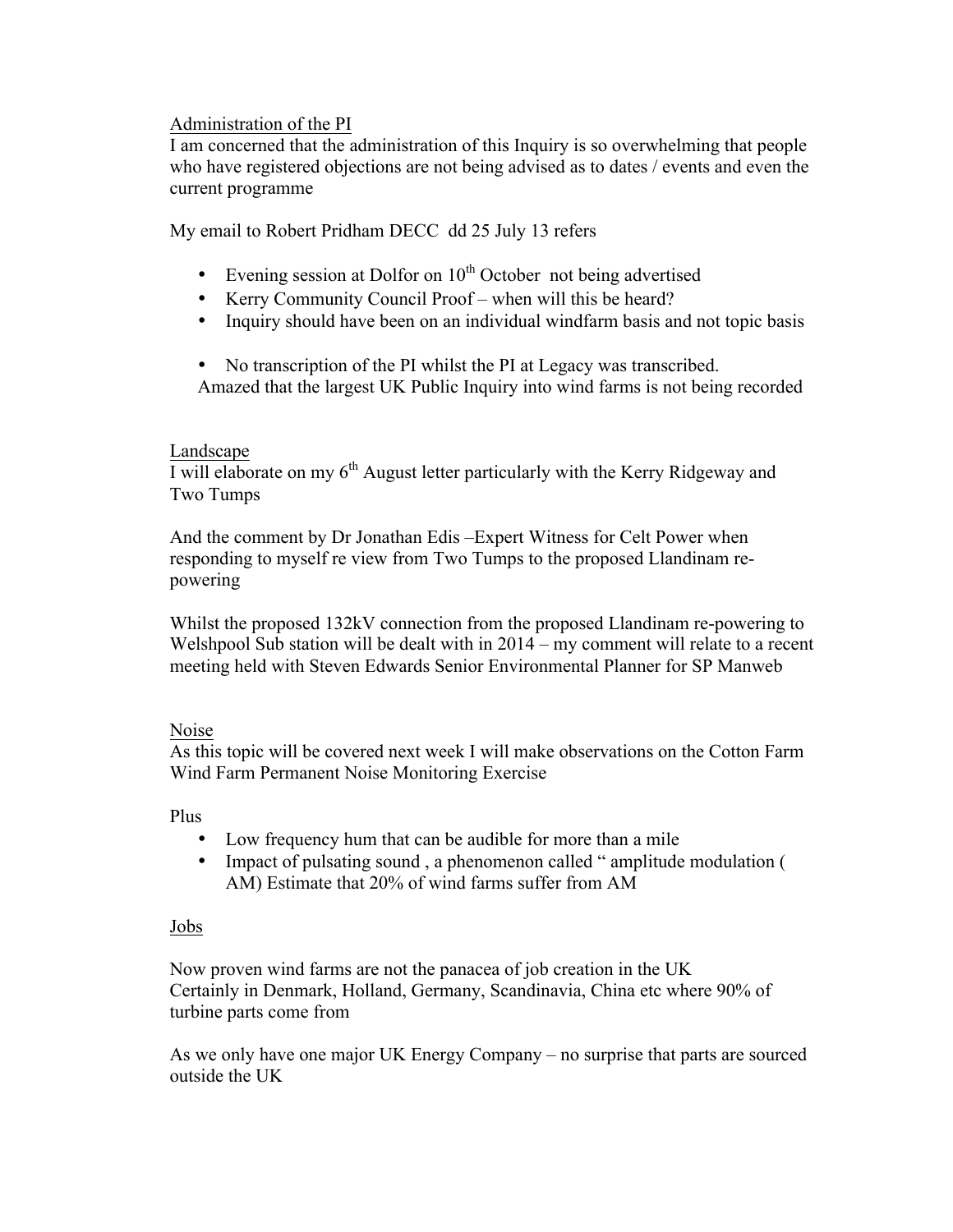<u>Administration of the PI</u>

I am concerned that the administration of this Inquiry is so overwhelming that people who have registered objections are not being advised as to dates / events and even the current programme

My email to Robert Pridham DECC dd 25 July 13 refers

- Evening session at Dolfor on 10th October not being advertised
- Kerry Community Council Proof – when will this be heard?
- Inquiry should have been on an individual windfarm basis and not topic basis
- No transcription of the PI whilst the PI at Legacy was transcribed.

Amazed that the largest UK Public Inquiry into wind farms is not being recorded

<u>Landscape</u>

I will elaborate on my 6th August letter particularly with the Kerry Ridgeway and Two Tumps

And the comment by Dr Jonathan Edis –Expert Witness for Celt Power when responding to myself re view from Two Tumps to the proposed Llandinam re-powering

Whilst the proposed 132kV connection from the proposed Llandinam re-powering to Welshpool Sub station will be dealt with in 2014 – my comment will relate to a recent meeting held with Steven Edwards Senior Environmental Planner for SP Manweb

<u>Noise</u>

As this topic will be covered next week I will make observations on the Cotton Farm Wind Farm Permanent Noise Monitoring Exercise

Plus

- Low frequency hum that can be audible for more than a mile
- Impact of pulsating sound , a phenomenon called " amplitude modulation ( AM) Estimate that 20% of wind farms suffer from AM

<u>Jobs</u>

Now proven wind farms are not the panacea of job creation in the UK
Certainly in Denmark, Holland, Germany, Scandinavia, China etc where 90% of turbine parts come from

As we only have one major UK Energy Company – no surprise that parts are sourced outside the UK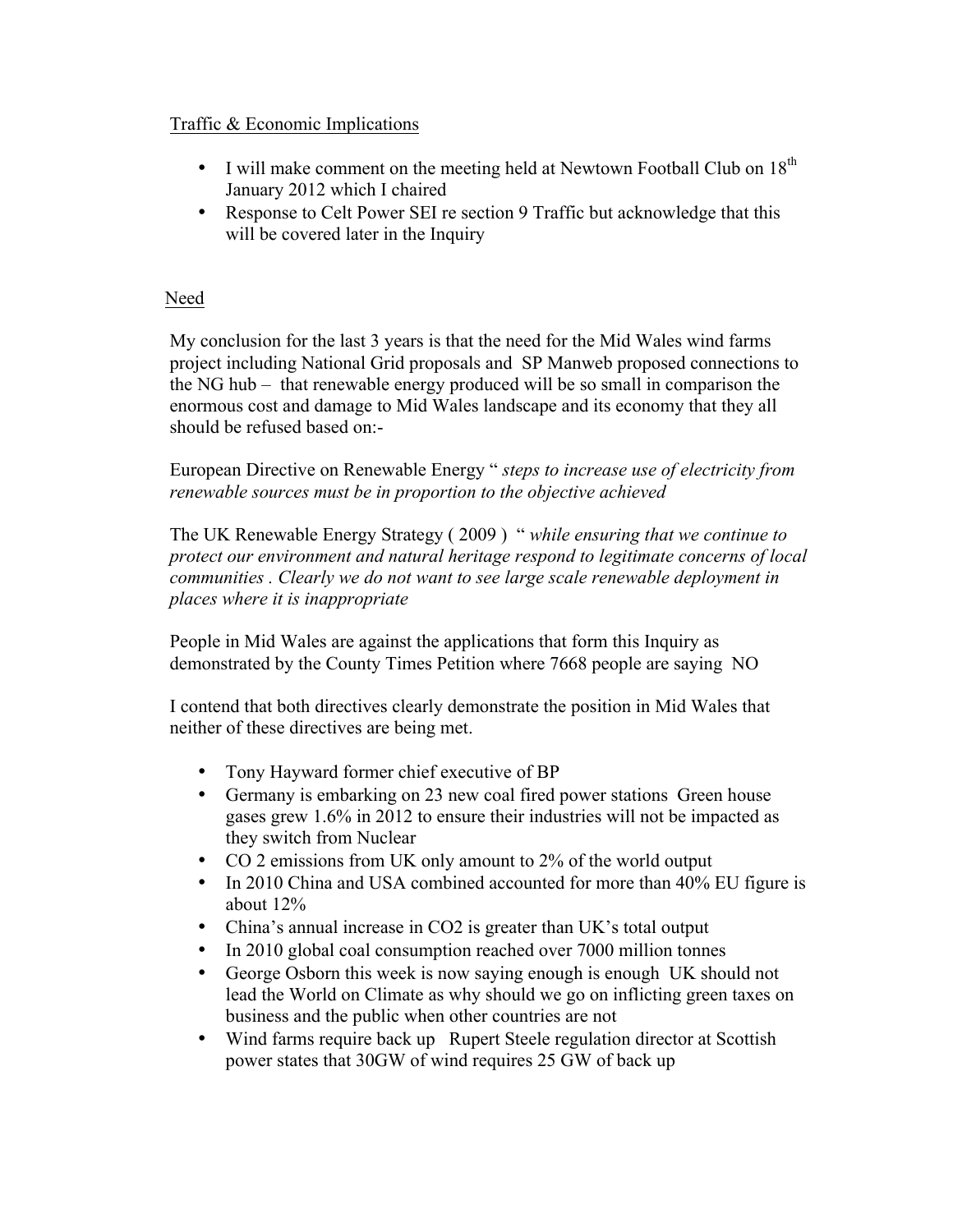Traffic & Economic Implications

- I will make comment on the meeting held at Newtown Football Club on 18th January 2012 which I chaired
- Response to Celt Power SEI re section 9 Traffic but acknowledge that this will be covered later in the Inquiry

Need

My conclusion for the last 3 years is that the need for the Mid Wales wind farms project including National Grid proposals and SP Manweb proposed connections to the NG hub – that renewable energy produced will be so small in comparison the enormous cost and damage to Mid Wales landscape and its economy that they all should be refused based on:-

European Directive on Renewable Energy " *steps to increase use of electricity from renewable sources must be in proportion to the objective achieved*

The UK Renewable Energy Strategy ( 2009 ) " *while ensuring that we continue to protect our environment and natural heritage respond to legitimate concerns of local communities . Clearly we do not want to see large scale renewable deployment in places where it is inappropriate*

People in Mid Wales are against the applications that form this Inquiry as demonstrated by the County Times Petition where 7668 people are saying NO

I contend that both directives clearly demonstrate the position in Mid Wales that neither of these directives are being met.

- Tony Hayward former chief executive of BP
- Germany is embarking on 23 new coal fired power stations Green house gases grew 1.6% in 2012 to ensure their industries will not be impacted as they switch from Nuclear
- CO 2 emissions from UK only amount to 2% of the world output
- In 2010 China and USA combined accounted for more than 40% EU figure is about 12%
- China's annual increase in CO2 is greater than UK's total output
- In 2010 global coal consumption reached over 7000 million tonnes
- George Osborn this week is now saying enough is enough UK should not lead the World on Climate as why should we go on inflicting green taxes on business and the public when other countries are not
- Wind farms require back up Rupert Steele regulation director at Scottish power states that 30GW of wind requires 25 GW of back up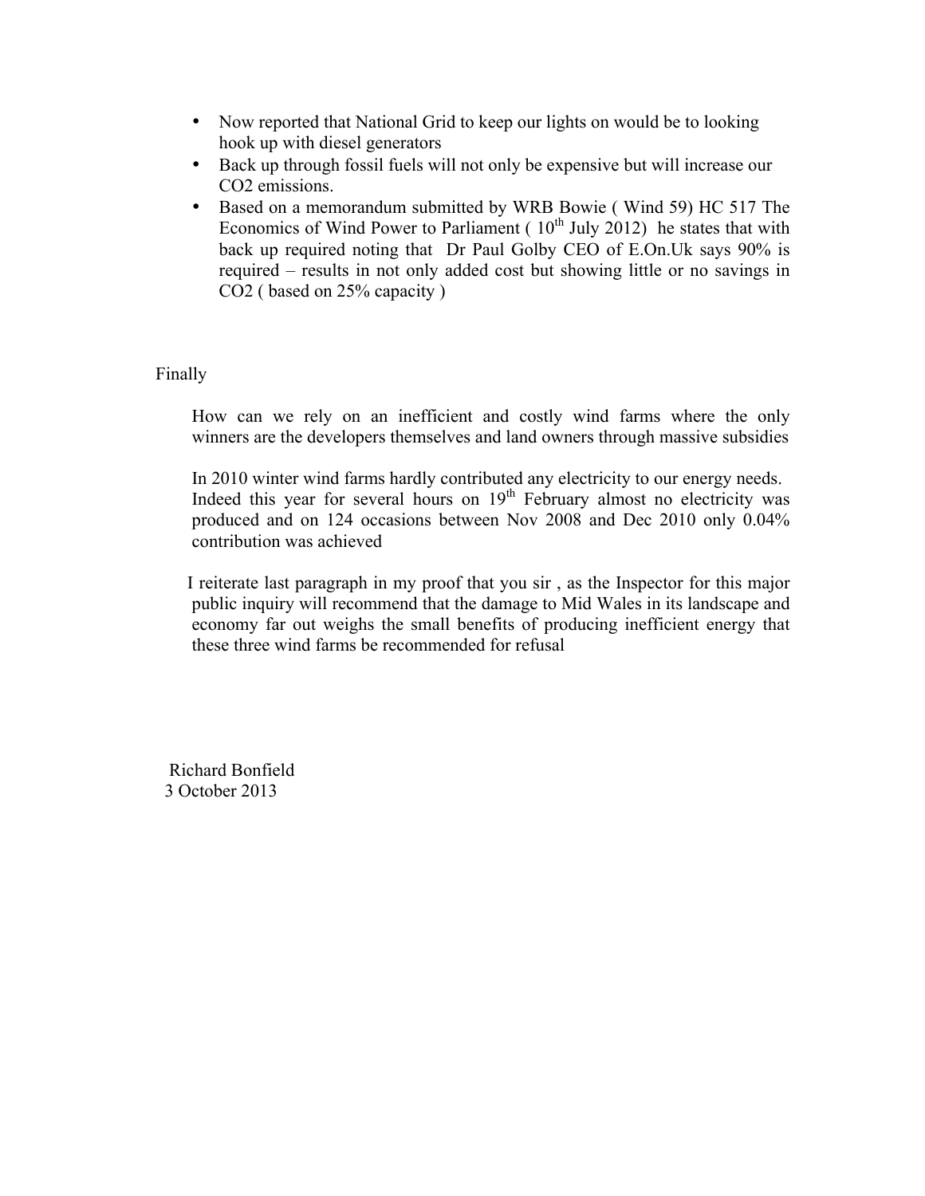- Now reported that National Grid to keep our lights on would be to looking hook up with diesel generators
- Back up through fossil fuels will not only be expensive but will increase our $CO_2$ emissions.
- Based on a memorandum submitted by WRB Bowie ( Wind 59) HC 517 The Economics of Wind Power to Parliament ( 10th July 2012) he states that with back up required noting that Dr Paul Golby CEO of E.On.Uk says 90% is required – results in not only added cost but showing little or no savings in $CO_2$ ( based on 25% capacity )

Finally

How can we rely on an inefficient and costly wind farms where the only winners are the developers themselves and land owners through massive subsidies

In 2010 winter wind farms hardly contributed any electricity to our energy needs. Indeed this year for several hours on 19th February almost no electricity was produced and on 124 occasions between Nov 2008 and Dec 2010 only 0.04% contribution was achieved

I reiterate last paragraph in my proof that you sir , as the Inspector for this major public inquiry will recommend that the damage to Mid Wales in its landscape and economy far out weighs the small benefits of producing inefficient energy that these three wind farms be recommended for refusal

Richard Bonfield
3 October 2013